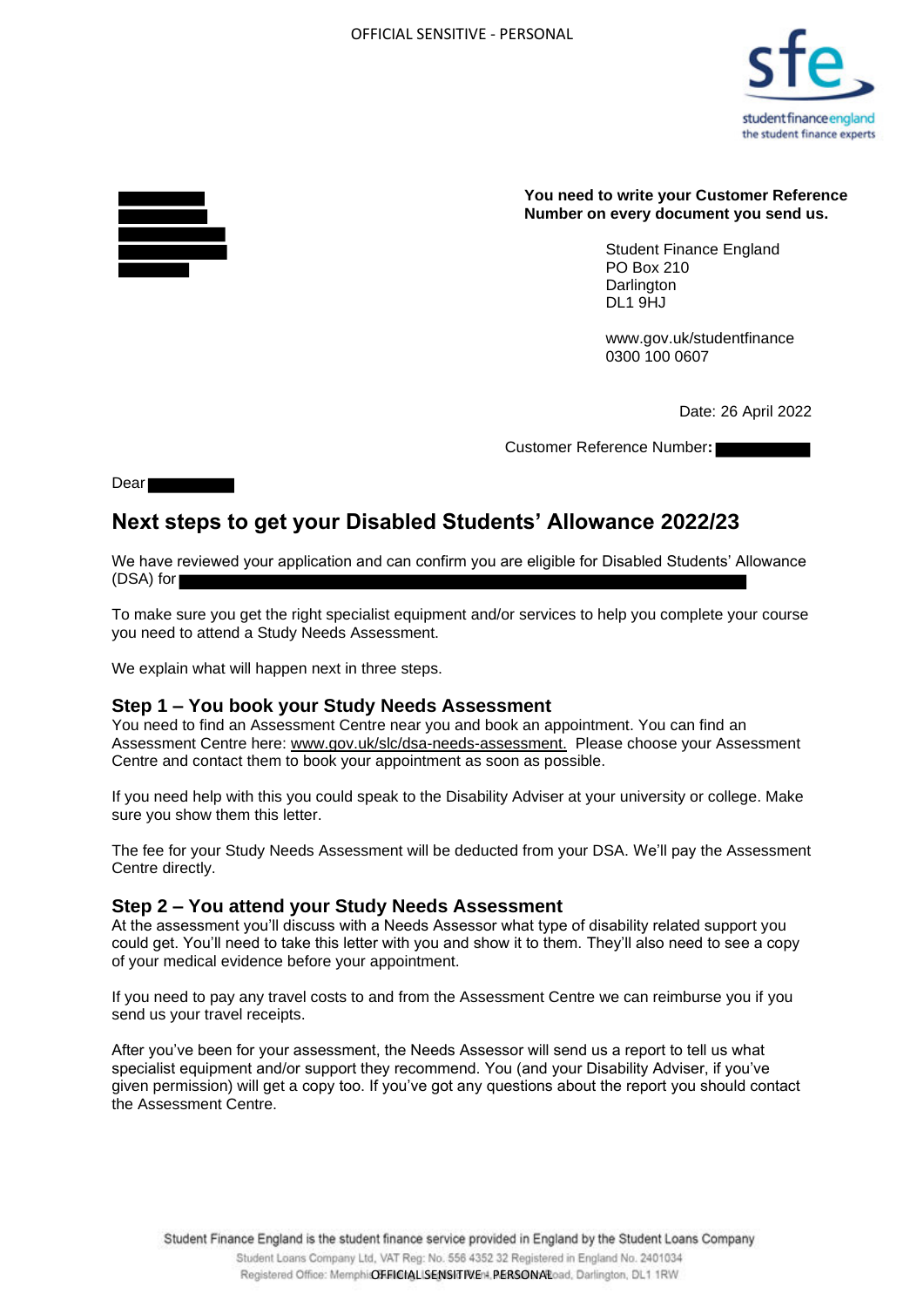OFFICIAL SENSITIVE - PERSONAL

**You need to write your Customer Reference Number on every document you send us.**

Student Finance England
PO Box 210
Darlington
DL1 9HJ

www.gov.uk/studentfinance
0300 100 0607

Date: 26 April 2022

Customer Reference Number:

Dear

## Next steps to get your Disabled Students' Allowance 2022/23

We have reviewed your application and can confirm you are eligible for Disabled Students' Allowance (DSA) for

To make sure you get the right specialist equipment and/or services to help you complete your course you need to attend a Study Needs Assessment.

We explain what will happen next in three steps.

### Step 1 – You book your Study Needs Assessment

You need to find an Assessment Centre near you and book an appointment. You can find an Assessment Centre here: www.gov.uk/slc/dsa-needs-assessment. Please choose your Assessment Centre and contact them to book your appointment as soon as possible.

If you need help with this you could speak to the Disability Adviser at your university or college. Make sure you show them this letter.

The fee for your Study Needs Assessment will be deducted from your DSA. We'll pay the Assessment Centre directly.

### Step 2 – You attend your Study Needs Assessment

At the assessment you'll discuss with a Needs Assessor what type of disability related support you could get. You'll need to take this letter with you and show it to them. They'll also need to see a copy of your medical evidence before your appointment.

If you need to pay any travel costs to and from the Assessment Centre we can reimburse you if you send us your travel receipts.

After you've been for your assessment, the Needs Assessor will send us a report to tell us what specialist equipment and/or support they recommend. You (and your Disability Adviser, if you've given permission) will get a copy too. If you've got any questions about the report you should contact the Assessment Centre.

Student Finance England is the student finance service provided in England by the Student Loans Company
Student Loans Company Ltd, VAT Reg: No. 556 4352 32 Registered in England No. 2401034
Registered Office: Memphis Building, Lingfield Point, McMullen Road, Darlington, DL1 1RW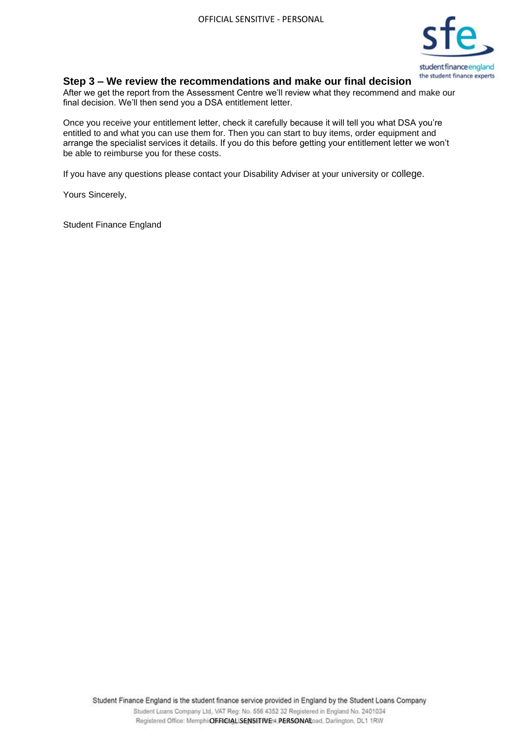## Step 3 – We review the recommendations and make our final decision

After we get the report from the Assessment Centre we'll review what they recommend and make our final decision. We'll then send you a DSA entitlement letter.

Once you receive your entitlement letter, check it carefully because it will tell you what DSA you're entitled to and what you can use them for. Then you can start to buy items, order equipment and arrange the specialist services it details. If you do this before getting your entitlement letter we won't be able to reimburse you for these costs.

If you have any questions please contact your Disability Adviser at your university or college.

Yours Sincerely,

Student Finance England